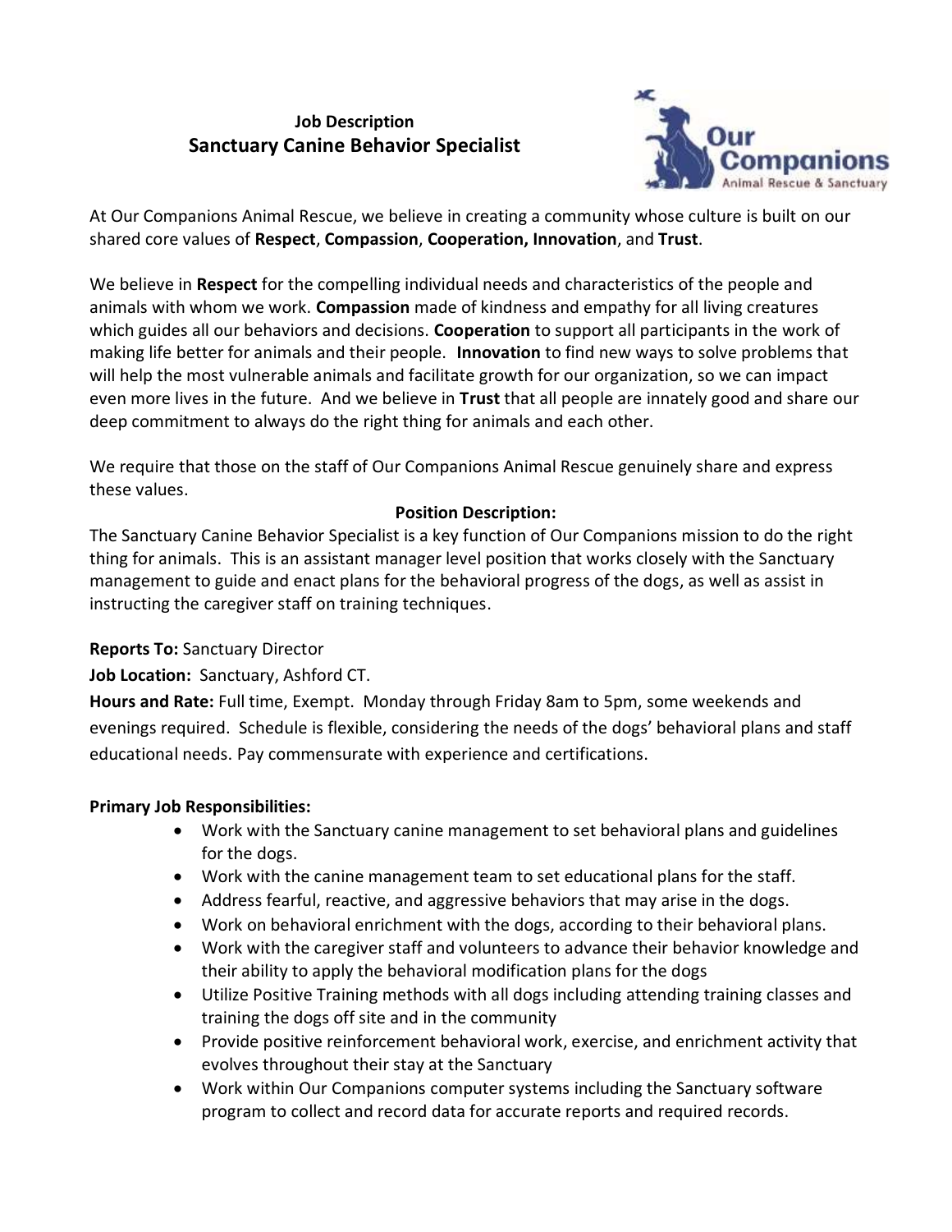**Job Description**

# Sanctuary Canine Behavior Specialist

Our Companions Animal Rescue & Sanctuary

At Our Companions Animal Rescue, we believe in creating a community whose culture is built on our shared core values of **Respect**, **Compassion**, **Cooperation, Innovation**, and **Trust**.

We believe in **Respect** for the compelling individual needs and characteristics of the people and animals with whom we work. **Compassion** made of kindness and empathy for all living creatures which guides all our behaviors and decisions. **Cooperation** to support all participants in the work of making life better for animals and their people. **Innovation** to find new ways to solve problems that will help the most vulnerable animals and facilitate growth for our organization, so we can impact even more lives in the future. And we believe in **Trust** that all people are innately good and share our deep commitment to always do the right thing for animals and each other.

We require that those on the staff of Our Companions Animal Rescue genuinely share and express these values.

## Position Description:

The Sanctuary Canine Behavior Specialist is a key function of Our Companions mission to do the right thing for animals. This is an assistant manager level position that works closely with the Sanctuary management to guide and enact plans for the behavioral progress of the dogs, as well as assist in instructing the caregiver staff on training techniques.

**Reports To:** Sanctuary Director

**Job Location:** Sanctuary, Ashford CT.

**Hours and Rate:** Full time, Exempt. Monday through Friday 8am to 5pm, some weekends and evenings required. Schedule is flexible, considering the needs of the dogs' behavioral plans and staff educational needs. Pay commensurate with experience and certifications.

**Primary Job Responsibilities:**

- Work with the Sanctuary canine management to set behavioral plans and guidelines for the dogs.
- Work with the canine management team to set educational plans for the staff.
- Address fearful, reactive, and aggressive behaviors that may arise in the dogs.
- Work on behavioral enrichment with the dogs, according to their behavioral plans.
- Work with the caregiver staff and volunteers to advance their behavior knowledge and their ability to apply the behavioral modification plans for the dogs
- Utilize Positive Training methods with all dogs including attending training classes and training the dogs off site and in the community
- Provide positive reinforcement behavioral work, exercise, and enrichment activity that evolves throughout their stay at the Sanctuary
- Work within Our Companions computer systems including the Sanctuary software program to collect and record data for accurate reports and required records.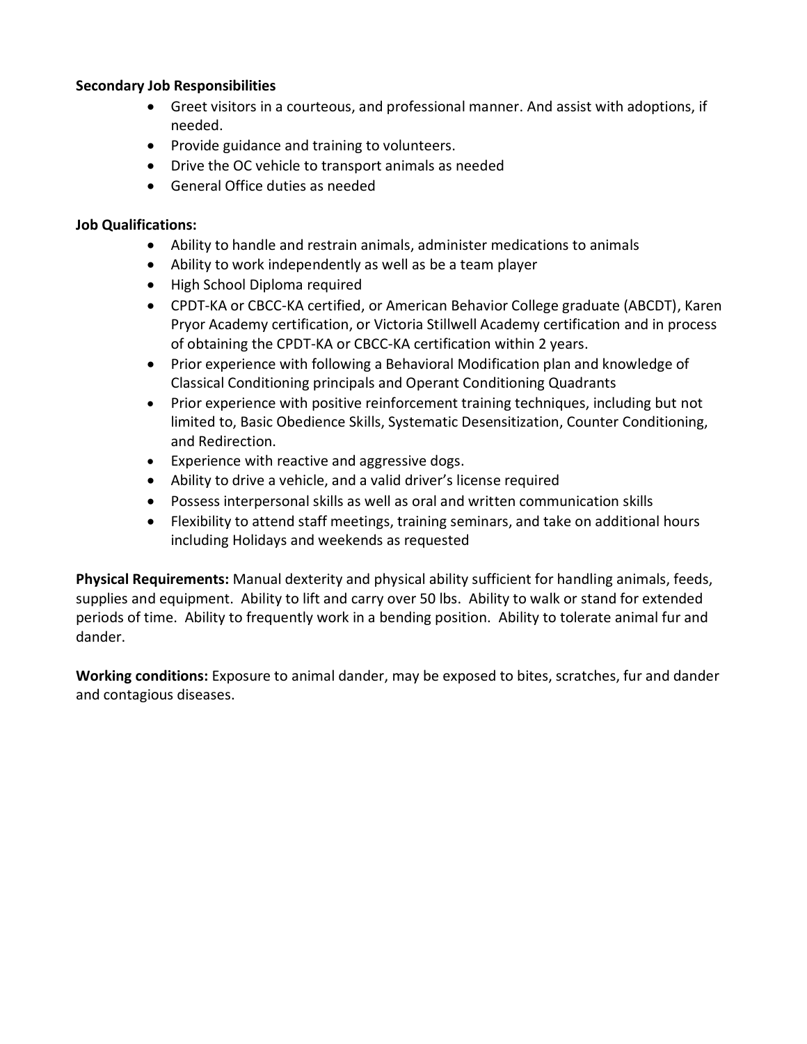**Secondary Job Responsibilities**

- Greet visitors in a courteous, and professional manner. And assist with adoptions, if needed.
- Provide guidance and training to volunteers.
- Drive the OC vehicle to transport animals as needed
- General Office duties as needed

**Job Qualifications:**

- Ability to handle and restrain animals, administer medications to animals
- Ability to work independently as well as be a team player
- High School Diploma required
- CPDT-KA or CBCC-KA certified, or American Behavior College graduate (ABCDT), Karen Pryor Academy certification, or Victoria Stillwell Academy certification and in process of obtaining the CPDT-KA or CBCC-KA certification within 2 years.
- Prior experience with following a Behavioral Modification plan and knowledge of Classical Conditioning principals and Operant Conditioning Quadrants
- Prior experience with positive reinforcement training techniques, including but not limited to, Basic Obedience Skills, Systematic Desensitization, Counter Conditioning, and Redirection.
- Experience with reactive and aggressive dogs.
- Ability to drive a vehicle, and a valid driver's license required
- Possess interpersonal skills as well as oral and written communication skills
- Flexibility to attend staff meetings, training seminars, and take on additional hours including Holidays and weekends as requested

**Physical Requirements:** Manual dexterity and physical ability sufficient for handling animals, feeds, supplies and equipment. Ability to lift and carry over 50 lbs. Ability to walk or stand for extended periods of time. Ability to frequently work in a bending position. Ability to tolerate animal fur and dander.

**Working conditions:** Exposure to animal dander, may be exposed to bites, scratches, fur and dander and contagious diseases.